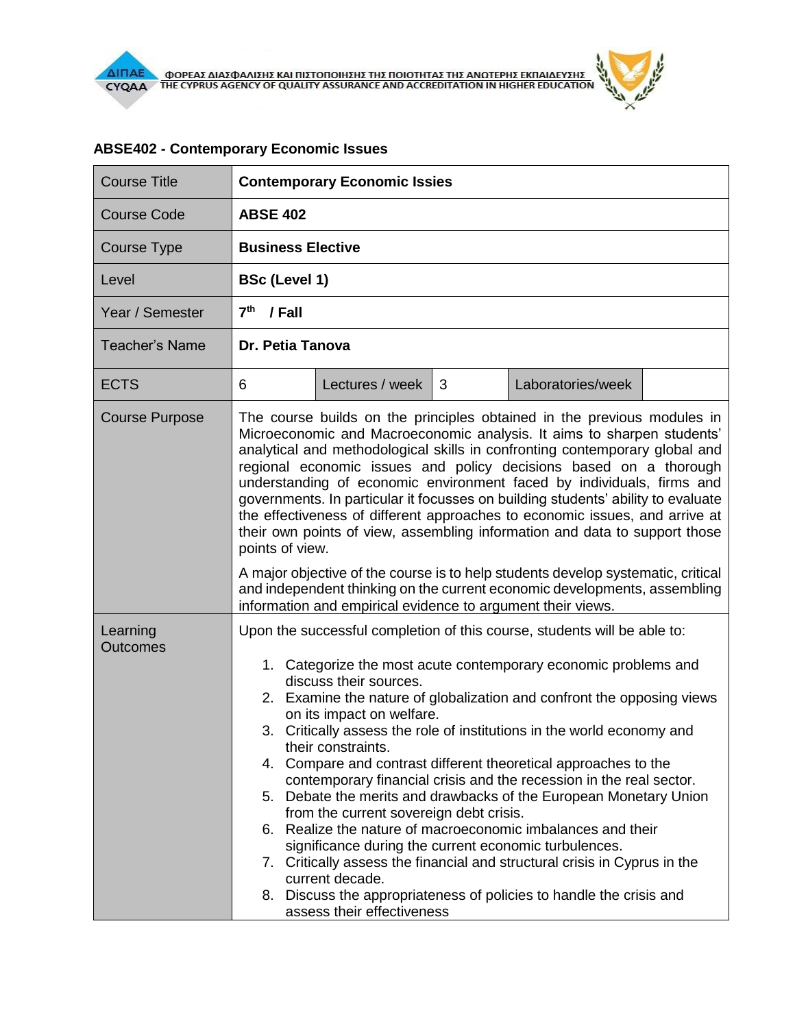ΦΟΡΕΑΣ ΔΙΑΣΦΑΛΙΣΗΣ ΚΑΙ ΠΙΣΤΟΠΟΙΗΣΗΣ ΤΗΣ ΠΟΙΟΤΗΤΑΣ ΤΗΣ ΑΝΩΤΕΡΗΣ ΕΚΠΑΙΔΕΥΣΗΣ
THE CYPRUS AGENCY OF QUALITY ASSURANCE AND ACCREDITATION IN HIGHER EDUCATION

## ABSE402 - Contemporary Economic Issues

| Course Title | **Contemporary Economic Issies** | | | |
|---|---|---|---|---|
| Course Code | **ABSE 402** | | | |
| Course Type | **Business Elective** | | | |
| Level | **BSc (Level 1)** | | | |
| Year / Semester | **7th / Fall** | | | |
| Teacher's Name | **Dr. Petia Tanova** | | | |
| ECTS | 6 | Lectures / week | 3 | Laboratories/week |
| Course Purpose | The course builds on the principles obtained in the previous modules in Microeconomic and Macroeconomic analysis. It aims to sharpen students' analytical and methodological skills in confronting contemporary global and regional economic issues and policy decisions based on a thorough understanding of economic environment faced by individuals, firms and governments. In particular it focusses on building students' ability to evaluate the effectiveness of different approaches to economic issues, and arrive at their own points of view, assembling information and data to support those points of view. <br><br> A major objective of the course is to help students develop systematic, critical and independent thinking on the current economic developments, assembling information and empirical evidence to argument their views. | | | |
| Learning Outcomes | Upon the successful completion of this course, students will be able to: <br><br> 1. Categorize the most acute contemporary economic problems and discuss their sources. <br> 2. Examine the nature of globalization and confront the opposing views on its impact on welfare. <br> 3. Critically assess the role of institutions in the world economy and their constraints. <br> 4. Compare and contrast different theoretical approaches to the contemporary financial crisis and the recession in the real sector. <br> 5. Debate the merits and drawbacks of the European Monetary Union from the current sovereign debt crisis. <br> 6. Realize the nature of macroeconomic imbalances and their significance during the current economic turbulences. <br> 7. Critically assess the financial and structural crisis in Cyprus in the current decade. <br> 8. Discuss the appropriateness of policies to handle the crisis and assess their effectiveness | | | |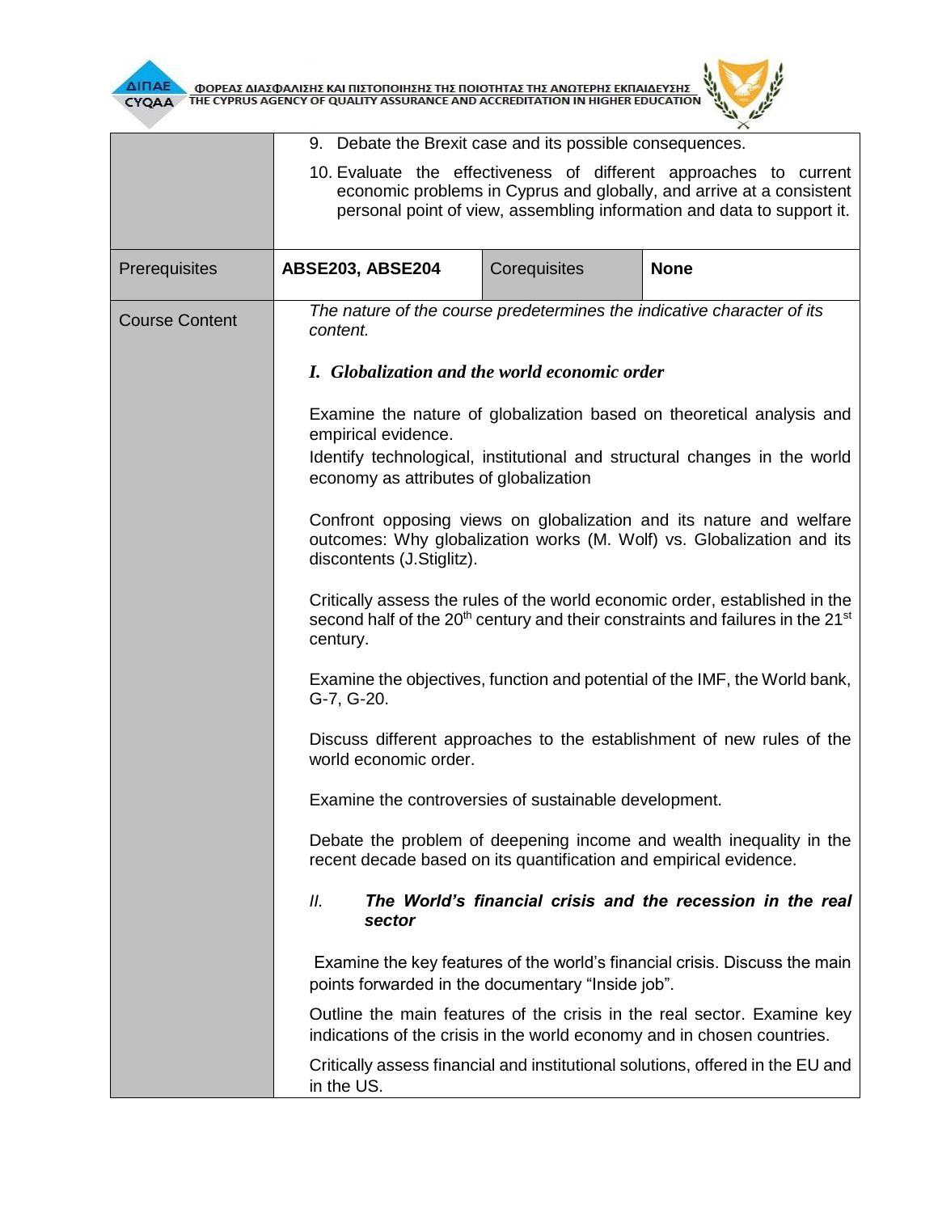| | | | |
|---|---|---|---|
| | 9. Debate the Brexit case and its possible consequences.<br>10. Evaluate the effectiveness of different approaches to current economic problems in Cyprus and globally, and arrive at a consistent personal point of view, assembling information and data to support it. | | |
| Prerequisites | **ABSE203, ABSE204** | Corequisites | **None** |
| Course Content | *The nature of the course predetermines the indicative character of its content.*<br><br>***I. Globalization and the world economic order***<br><br>Examine the nature of globalization based on theoretical analysis and empirical evidence.<br>Identify technological, institutional and structural changes in the world economy as attributes of globalization<br><br>Confront opposing views on globalization and its nature and welfare outcomes: Why globalization works (M. Wolf) vs. Globalization and its discontents (J.Stiglitz).<br><br>Critically assess the rules of the world economic order, established in the second half of the 20th century and their constraints and failures in the 21st century.<br><br>Examine the objectives, function and potential of the IMF, the World bank, G-7, G-20.<br><br>Discuss different approaches to the establishment of new rules of the world economic order.<br><br>Examine the controversies of sustainable development.<br><br>Debate the problem of deepening income and wealth inequality in the recent decade based on its quantification and empirical evidence.<br><br>*II.* ***The World's financial crisis and the recession in the real sector***<br><br>Examine the key features of the world's financial crisis. Discuss the main points forwarded in the documentary "Inside job".<br><br>Outline the main features of the crisis in the real sector. Examine key indications of the crisis in the world economy and in chosen countries.<br><br>Critically assess financial and institutional solutions, offered in the EU and in the US. | | |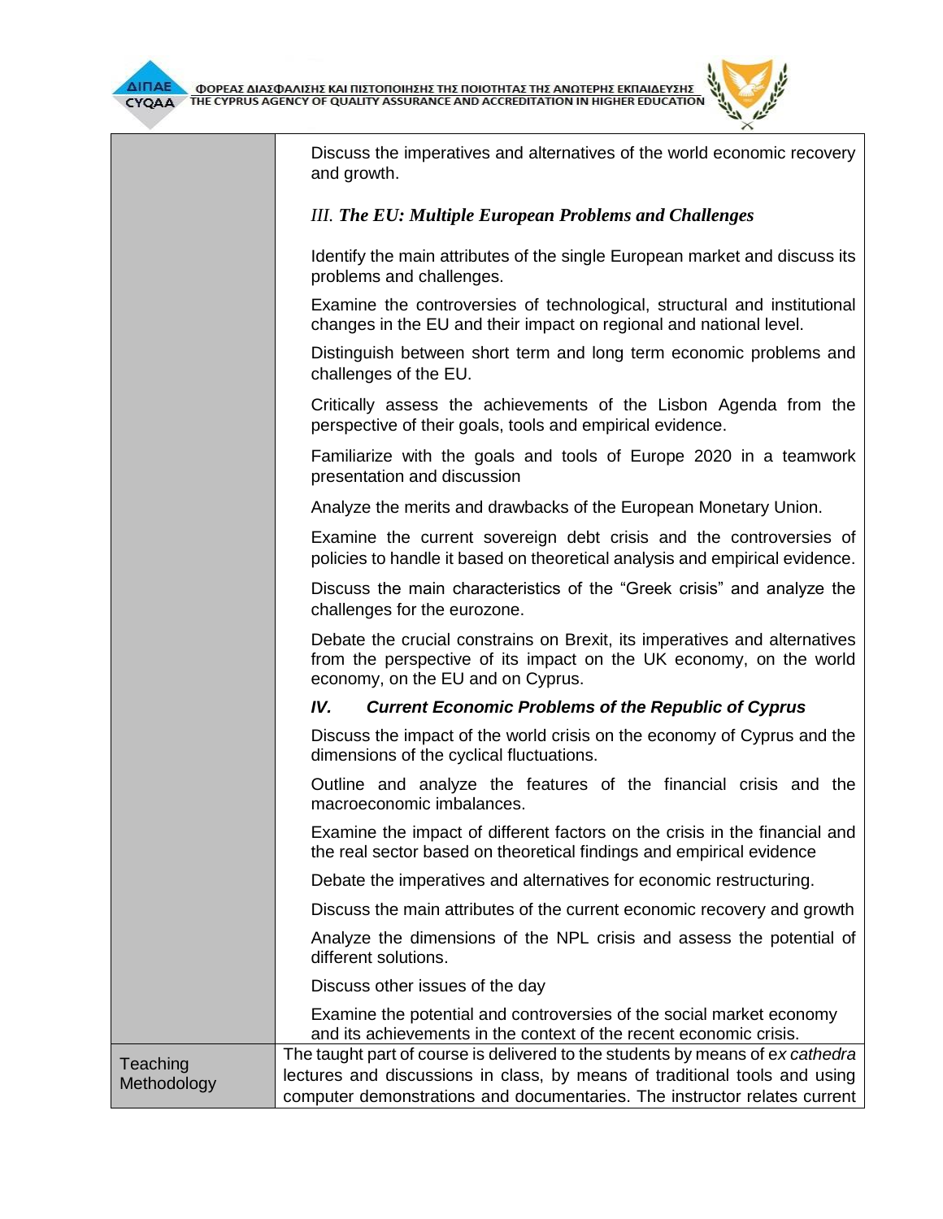| | |
|---|---|
| | Discuss the imperatives and alternatives of the world economic recovery and growth.<br><br>*III. **The EU: Multiple European Problems and Challenges***<br><br>Identify the main attributes of the single European market and discuss its problems and challenges.<br><br>Examine the controversies of technological, structural and institutional changes in the EU and their impact on regional and national level.<br><br>Distinguish between short term and long term economic problems and challenges of the EU.<br><br>Critically assess the achievements of the Lisbon Agenda from the perspective of their goals, tools and empirical evidence.<br><br>Familiarize with the goals and tools of Europe 2020 in a teamwork presentation and discussion<br><br>Analyze the merits and drawbacks of the European Monetary Union.<br><br>Examine the current sovereign debt crisis and the controversies of policies to handle it based on theoretical analysis and empirical evidence.<br><br>Discuss the main characteristics of the "Greek crisis" and analyze the challenges for the eurozone.<br><br>Debate the crucial constrains on Brexit, its imperatives and alternatives from the perspective of its impact on the UK economy, on the world economy, on the EU and on Cyprus.<br><br>***IV. Current Economic Problems of the Republic of Cyprus***<br><br>Discuss the impact of the world crisis on the economy of Cyprus and the dimensions of the cyclical fluctuations.<br><br>Outline and analyze the features of the financial crisis and the macroeconomic imbalances.<br><br>Examine the impact of different factors on the crisis in the financial and the real sector based on theoretical findings and empirical evidence<br><br>Debate the imperatives and alternatives for economic restructuring.<br><br>Discuss the main attributes of the current economic recovery and growth<br><br>Analyze the dimensions of the NPL crisis and assess the potential of different solutions.<br><br>Discuss other issues of the day<br><br>Examine the potential and controversies of the social market economy and its achievements in the context of the recent economic crisis. |
| Teaching Methodology | The taught part of course is delivered to the students by means of *ex cathedra* lectures and discussions in class, by means of traditional tools and using computer demonstrations and documentaries. The instructor relates current |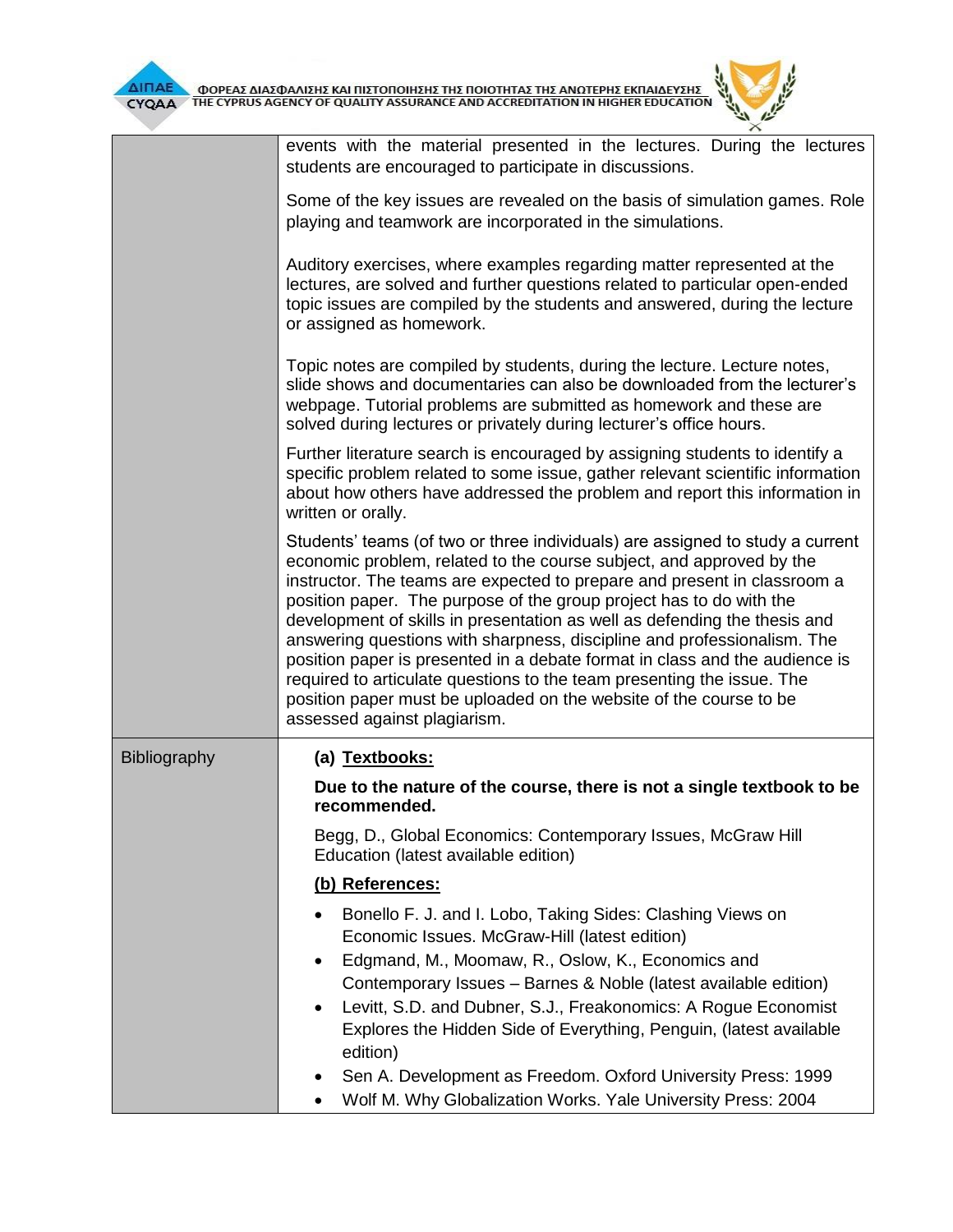| | |
|---|---|
| | events with the material presented in the lectures. During the lectures students are encouraged to participate in discussions.<br><br>Some of the key issues are revealed on the basis of simulation games. Role playing and teamwork are incorporated in the simulations.<br><br>Auditory exercises, where examples regarding matter represented at the lectures, are solved and further questions related to particular open-ended topic issues are compiled by the students and answered, during the lecture or assigned as homework.<br><br>Topic notes are compiled by students, during the lecture. Lecture notes, slide shows and documentaries can also be downloaded from the lecturer's webpage. Tutorial problems are submitted as homework and these are solved during lectures or privately during lecturer's office hours.<br><br>Further literature search is encouraged by assigning students to identify a specific problem related to some issue, gather relevant scientific information about how others have addressed the problem and report this information in written or orally.<br><br>Students' teams (of two or three individuals) are assigned to study a current economic problem, related to the course subject, and approved by the instructor. The teams are expected to prepare and present in classroom a position paper. The purpose of the group project has to do with the development of skills in presentation as well as defending the thesis and answering questions with sharpness, discipline and professionalism. The position paper is presented in a debate format in class and the audience is required to articulate questions to the team presenting the issue. The position paper must be uploaded on the website of the course to be assessed against plagiarism. |
| Bibliography | **(a) Textbooks:**<br><br>**Due to the nature of the course, there is not a single textbook to be recommended.**<br><br>Begg, D., Global Economics: Contemporary Issues, McGraw Hill Education (latest available edition)<br><br>**(b) References:**<br><br>• Bonello F. J. and I. Lobo, Taking Sides: Clashing Views on Economic Issues. McGraw-Hill (latest edition)<br>• Edgmand, M., Moomaw, R., Oslow, K., Economics and Contemporary Issues – Barnes & Noble (latest available edition)<br>• Levitt, S.D. and Dubner, S.J., Freakonomics: A Rogue Economist Explores the Hidden Side of Everything, Penguin, (latest available edition)<br>• Sen A. Development as Freedom. Oxford University Press: 1999<br>• Wolf M. Why Globalization Works. Yale University Press: 2004 |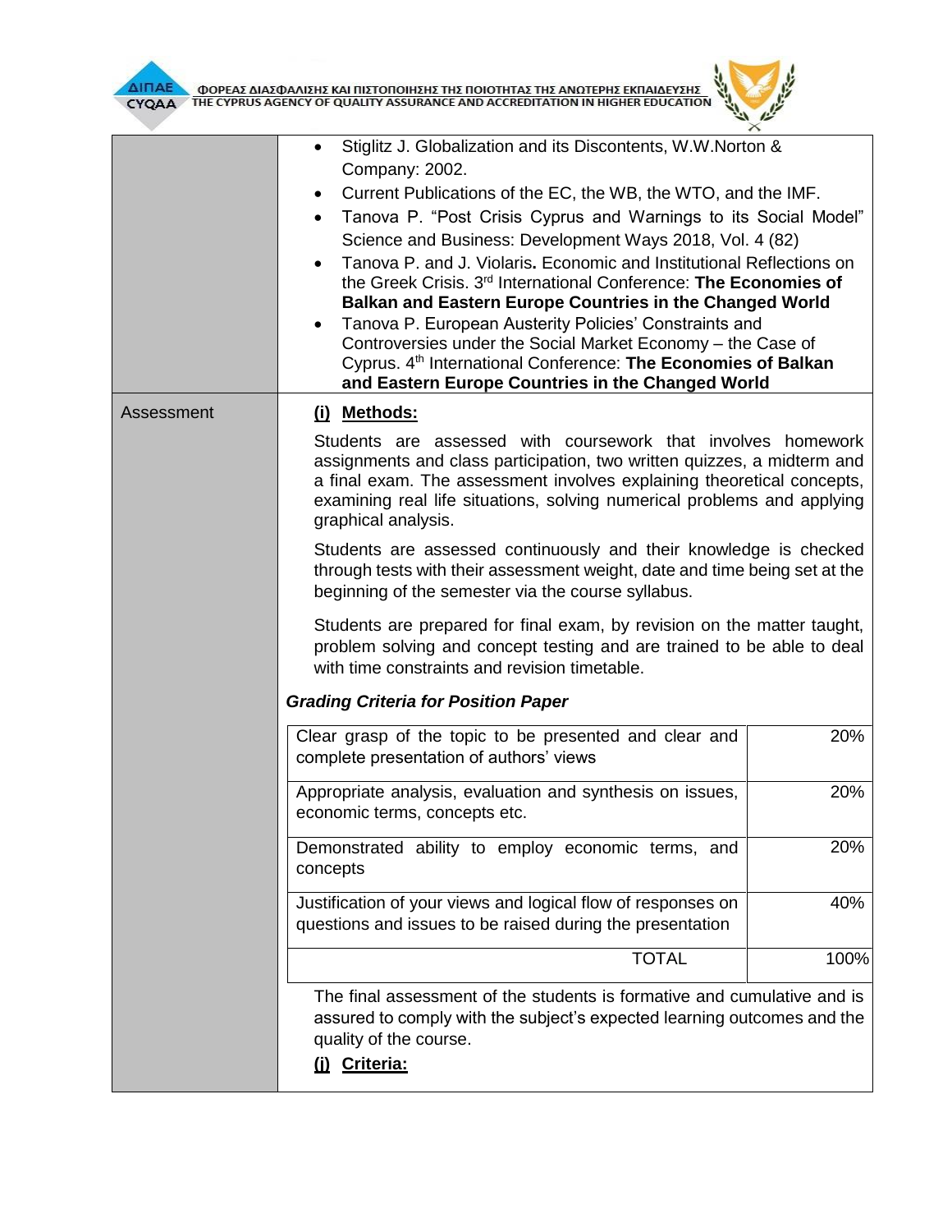| | |
|---|---|
| | • Stiglitz J. Globalization and its Discontents, W.W.Norton & Company: 2002.<br>• Current Publications of the EC, the WB, the WTO, and the IMF.<br>• Tanova P. "Post Crisis Cyprus and Warnings to its Social Model" Science and Business: Development Ways 2018, Vol. 4 (82)<br>• Tanova P. and J. Violaris**.** Economic and Institutional Reflections on the Greek Crisis. 3rd International Conference: **The Economies of Balkan and Eastern Europe Countries in the Changed World**<br>• Tanova P. European Austerity Policies' Constraints and Controversies under the Social Market Economy – the Case of Cyprus. 4th International Conference: **The Economies of Balkan and Eastern Europe Countries in the Changed World** |
| Assessment | **(i) Methods:**<br><br>Students are assessed with coursework that involves homework assignments and class participation, two written quizzes, a midterm and a final exam. The assessment involves explaining theoretical concepts, examining real life situations, solving numerical problems and applying graphical analysis.<br><br>Students are assessed continuously and their knowledge is checked through tests with their assessment weight, date and time being set at the beginning of the semester via the course syllabus.<br><br>Students are prepared for final exam, by revision on the matter taught, problem solving and concept testing and are trained to be able to deal with time constraints and revision timetable.<br><br>***Grading Criteria for Position Paper***<br><br>Clear grasp of the topic to be presented and clear and complete presentation of authors' views — 20%<br>Appropriate analysis, evaluation and synthesis on issues, economic terms, concepts etc. — 20%<br>Demonstrated ability to employ economic terms, and concepts — 20%<br>Justification of your views and logical flow of responses on questions and issues to be raised during the presentation — 40%<br>TOTAL — 100%<br><br>The final assessment of the students is formative and cumulative and is assured to comply with the subject's expected learning outcomes and the quality of the course.<br><br>**(i) Criteria:** |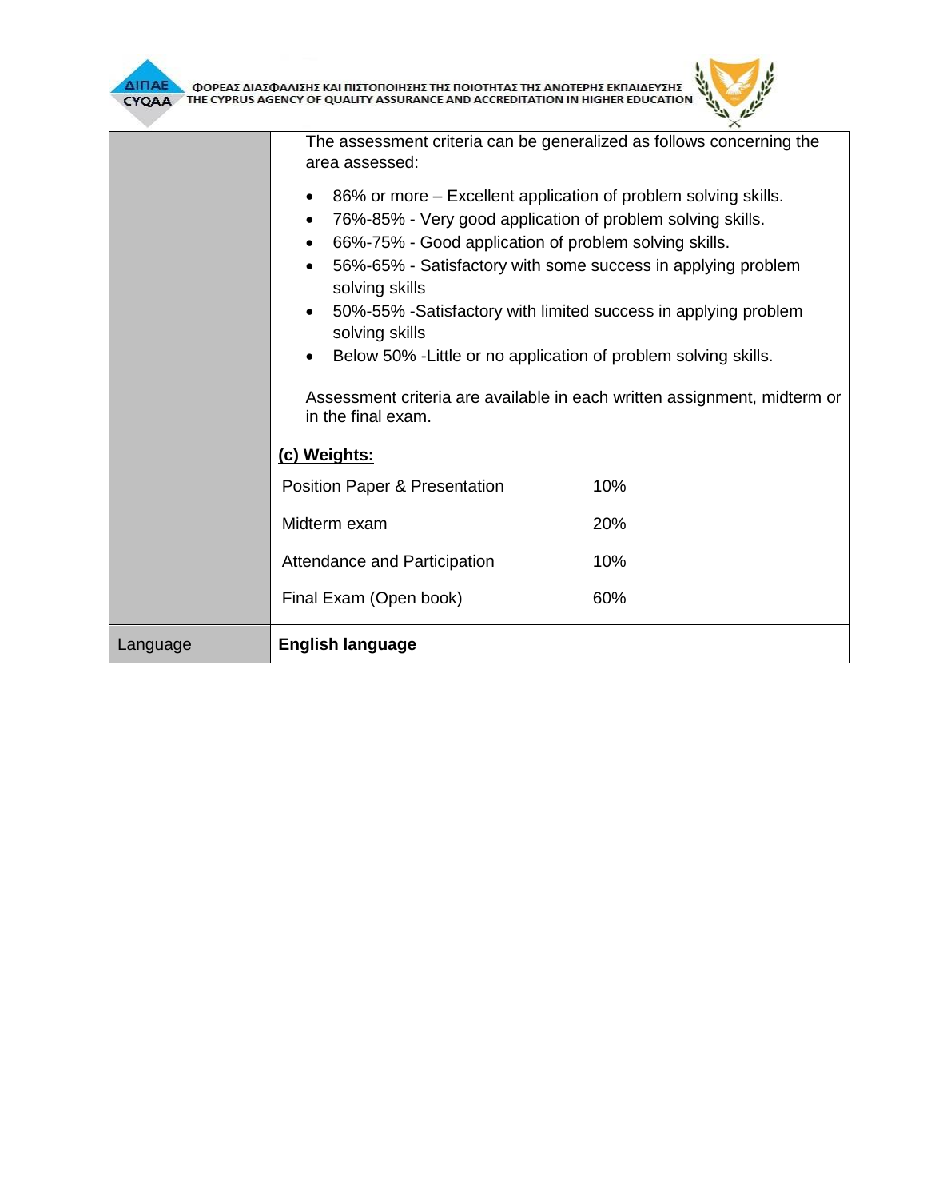| | |
|---|---|
| | The assessment criteria can be generalized as follows concerning the area assessed:<br><br>• 86% or more – Excellent application of problem solving skills.<br>• 76%-85% - Very good application of problem solving skills.<br>• 66%-75% - Good application of problem solving skills.<br>• 56%-65% - Satisfactory with some success in applying problem solving skills<br>• 50%-55% -Satisfactory with limited success in applying problem solving skills<br>• Below 50% -Little or no application of problem solving skills.<br><br>Assessment criteria are available in each written assignment, midterm or in the final exam.<br><br>**(c) Weights:**<br><br>Position Paper & Presentation — 10%<br><br>Midterm exam — 20%<br><br>Attendance and Participation — 10%<br><br>Final Exam (Open book) — 60% |
| Language | **English language** |